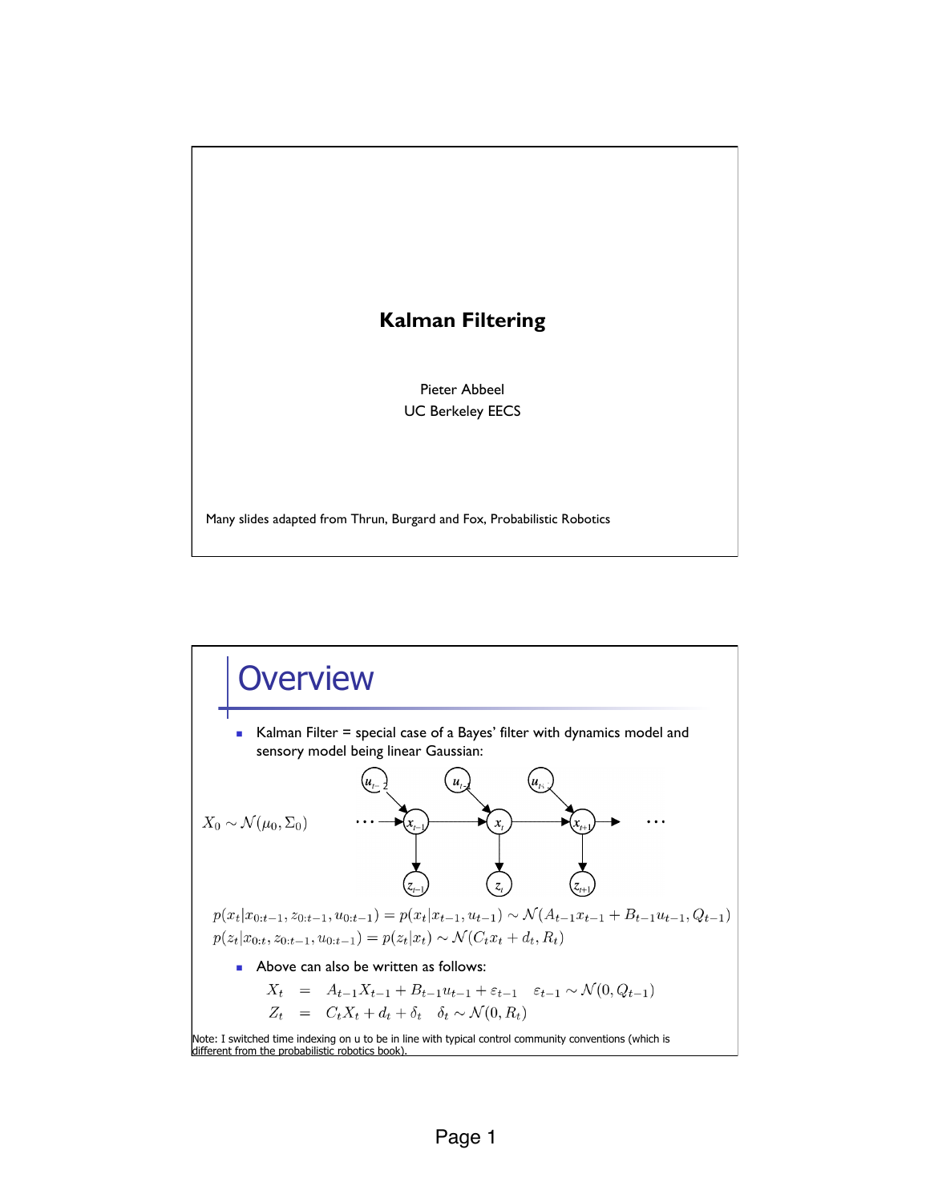# Kalman Filtering

Pieter Abbeel
UC Berkeley EECS

Many slides adapted from Thrun, Burgard and Fox, Probabilistic Robotics

## Overview

- Kalman Filter = special case of a Bayes' filter with dynamics model and sensory model being linear Gaussian:

$X_0 \sim \mathcal{N}(\mu_0, \Sigma_0)$

$u_{t-2}$ $u_{t-1}$ $u_t$

$\cdots$ $x_{t-1}$ $x_t$ $x_{t+1}$ $\cdots$

$z_{t-1}$ $z_t$ $z_{t+1}$

$$p(x_t | x_{0:t-1}, z_{0:t-1}, u_{0:t-1}) = p(x_t | x_{t-1}, u_{t-1}) \sim \mathcal{N}(A_{t-1}x_{t-1} + B_{t-1}u_{t-1}, Q_{t-1})$$

$$p(z_t | x_{0:t}, z_{0:t-1}, u_{0:t-1}) = p(z_t | x_t) \sim \mathcal{N}(C_t x_t + d_t, R_t)$$

- Above can also be written as follows:

$$X_t = A_{t-1}X_{t-1} + B_{t-1}u_{t-1} + \varepsilon_{t-1} \quad \varepsilon_{t-1} \sim \mathcal{N}(0, Q_{t-1})$$

$$Z_t = C_t X_t + d_t + \delta_t \quad \delta_t \sim \mathcal{N}(0, R_t)$$

Note: I switched time indexing on u to be in line with typical control community conventions (which is different from the probabilistic robotics book).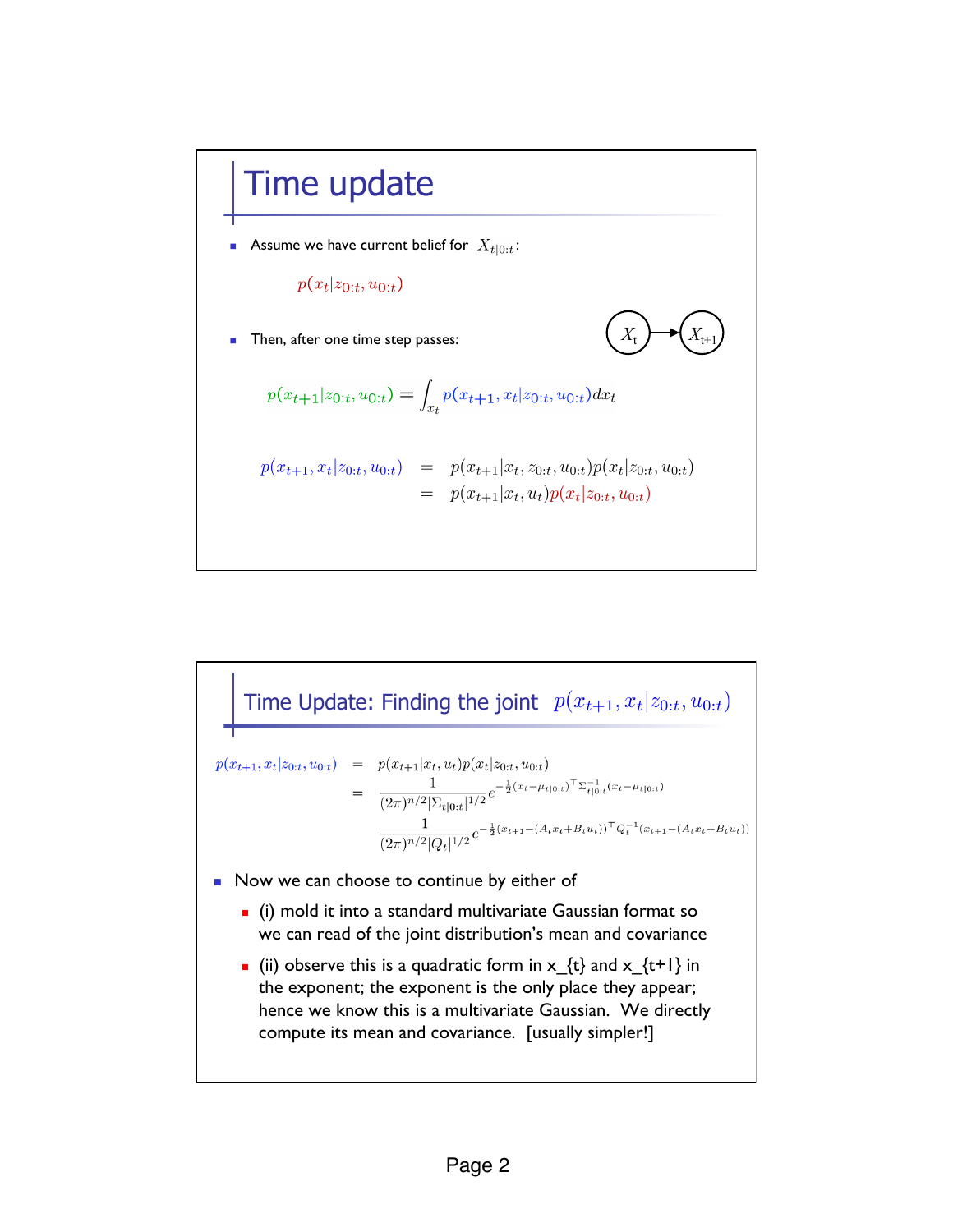## Time update

- Assume we have current belief for $X_{t|0:t}$:

$$p(x_t | z_{0:t}, u_{0:t})$$

- Then, after one time step passes:

$X_t \rightarrow X_{t+1}$

$$p(x_{t+1}|z_{0:t}, u_{0:t}) = \int_{x_t} p(x_{t+1}, x_t | z_{0:t}, u_{0:t}) dx_t$$

$$\begin{aligned} p(x_{t+1}, x_t | z_{0:t}, u_{0:t}) &= p(x_{t+1}|x_t, z_{0:t}, u_{0:t}) p(x_t|z_{0:t}, u_{0:t}) \\ &= p(x_{t+1}|x_t, u_t) p(x_t|z_{0:t}, u_{0:t}) \end{aligned}$$

## Time Update: Finding the joint $p(x_{t+1}, x_t | z_{0:t}, u_{0:t})$

$$\begin{aligned} p(x_{t+1}, x_t | z_{0:t}, u_{0:t}) &= p(x_{t+1}|x_t, u_t) p(x_t|z_{0:t}, u_{0:t}) \\ &= \frac{1}{(2\pi)^{n/2}|\Sigma_{t|0:t}|^{1/2}} e^{-\frac{1}{2}(x_t - \mu_{t|0:t})^\top \Sigma_{t|0:t}^{-1}(x_t - \mu_{t|0:t})} \\ &\quad \frac{1}{(2\pi)^{n/2}|Q_t|^{1/2}} e^{-\frac{1}{2}(x_{t+1} - (A_t x_t + B_t u_t))^\top Q_t^{-1}(x_{t+1} - (A_t x_t + B_t u_t))} \end{aligned}$$

- Now we can choose to continue by either of
  - (i) mold it into a standard multivariate Gaussian format so we can read of the joint distribution's mean and covariance
  - (ii) observe this is a quadratic form in x_{t} and x_{t+1} in the exponent; the exponent is the only place they appear; hence we know this is a multivariate Gaussian. We directly compute its mean and covariance. [usually simpler!]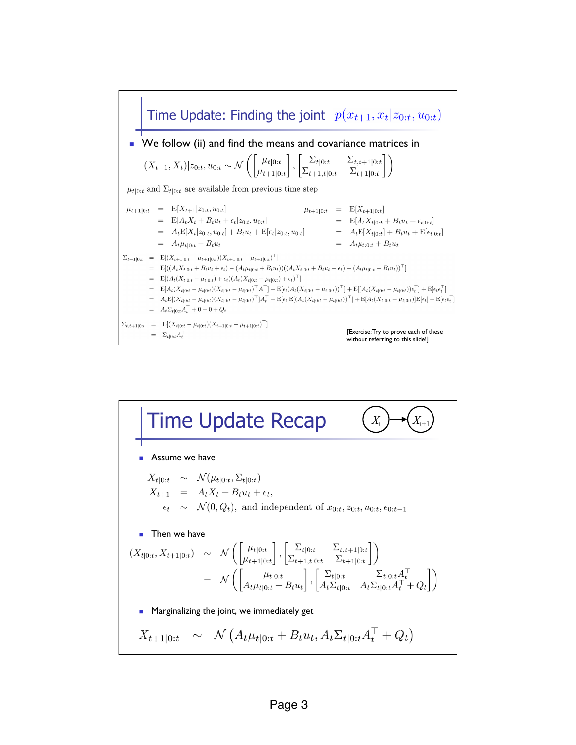## Time Update: Finding the joint $p(x_{t+1}, x_t | z_{0:t}, u_{0:t})$

- We follow (ii) and find the means and covariance matrices in

$$(X_{t+1}, X_t)|z_{0:t}, u_{0:t} \sim \mathcal{N}\left( \begin{bmatrix} \mu_{t|0:t} \\ \mu_{t+1|0:t} \end{bmatrix}, \begin{bmatrix} \Sigma_{t|0:t} & \Sigma_{t,t+1|0:t} \\ \Sigma_{t+1,t|0:t} & \Sigma_{t+1|0:t} \end{bmatrix} \right)$$

$\mu_{t|0:t}$ and $\Sigma_{t|0:t}$ are available from previous time step

$$\begin{aligned}
\mu_{t+1|0:t} &= \mathrm{E}[X_{t+1}|z_{0:t}, u_{0:t}] \\
&= \mathrm{E}[A_t X_t + B_t u_t + \epsilon_t | z_{0:t}, u_{0:t}] \\
&= A_t \mathrm{E}[X_t | z_{0:t}, u_{0:t}] + B_t u_t + \mathrm{E}[\epsilon_t | z_{0:t}, u_{0:t}] \\
&= A_t \mu_{t|0:t} + B_t u_t
\end{aligned}$$

$$\begin{aligned}
\mu_{t+1|0:t} &= \mathrm{E}[X_{t+1|0:t}] \\
&= \mathrm{E}[A_t X_{t|0:t} + B_t u_t + \epsilon_{t|0:t}] \\
&= A_t \mathrm{E}[X_{t|0:t}] + B_t u_t + \mathrm{E}[\epsilon_{t|0:t}] \\
&= A_t \mu_{t:0:t} + B_t u_t
\end{aligned}$$

$$\begin{aligned}
\Sigma_{t+1|0:t} &= \mathrm{E}[(X_{t+1|0:t} - \mu_{t+1|0:t})(X_{t+1|0:t} - \mu_{t+1|0:t})^\top] \\
&= \mathrm{E}[((A_t X_{t|0:t} + B_t u_t + \epsilon_t) - (A_t \mu_{t|0:t} + B_t u_t))((A_t X_{t|0:t} + B_t u_t + \epsilon_t) - (A_t \mu_{t|0:t} + B_t u_t))^\top] \\
&= \mathrm{E}[(A_t(X_{t|0:t} - \mu_{t|0:t}) + \epsilon_t)(A_t(X_{t|0:t} - \mu_{t|0:t}) + \epsilon_t)^\top] \\
&= \mathrm{E}[A_t(X_{t|0:t} - \mu_{t|0:t})(X_{t|0:t} - \mu_{t|0:t})^\top A^\top] + \mathrm{E}[\epsilon_t(A_t(X_{t|0:t} - \mu_{t|0:t}))^\top] + \mathrm{E}[(A_t(X_{t|0:t} - \mu_{t|0:t}))\epsilon_t^\top] + \mathrm{E}[\epsilon_t \epsilon_t^\top] \\
&= A_t \mathrm{E}[(X_{t|0:t} - \mu_{t|0:t})(X_{t|0:t} - \mu_{t|0:t})^\top] A_t^\top + \mathrm{E}[\epsilon_t]\mathrm{E}[(A_t(X_{t|0:t} - \mu_{t|0:t}))^\top] + \mathrm{E}[A_t(X_{t|0:t} - \mu_{t|0:t})]\mathrm{E}[\epsilon_t] + \mathrm{E}[\epsilon_t \epsilon_t^\top] \\
&= A_t \Sigma_{t|0:t} A_t^\top + 0 + 0 + Q_t
\end{aligned}$$

$$\begin{aligned}
\Sigma_{t,t+1|0:t} &= \mathrm{E}[(X_{t|0:t} - \mu_{t|0:t})(X_{t+1|0:t} - \mu_{t+1|0:t})^\top] \\
&= \Sigma_{t|0:t} A_t^\top
\end{aligned}$$

[Exercise: Try to prove each of these without referring to this slide!]

## Time Update Recap

$X_t \rightarrow X_{t+1}$

- Assume we have

$$\begin{aligned}
X_{t|0:t} &\sim \mathcal{N}(\mu_{t|0:t}, \Sigma_{t|0:t}) \\
X_{t+1} &= A_t X_t + B_t u_t + \epsilon_t, \\
\epsilon_t &\sim \mathcal{N}(0, Q_t), \text{ and independent of } x_{0:t}, z_{0:t}, u_{0:t}, \epsilon_{0:t-1}
\end{aligned}$$

- Then we have

$$\begin{aligned}
(X_{t|0:t}, X_{t+1|0:t}) &\sim \mathcal{N}\left( \begin{bmatrix} \mu_{t|0:t} \\ \mu_{t+1|0:t} \end{bmatrix}, \begin{bmatrix} \Sigma_{t|0:t} & \Sigma_{t,t+1|0:t} \\ \Sigma_{t+1,t|0:t} & \Sigma_{t+1|0:t} \end{bmatrix} \right) \\
&= \mathcal{N}\left( \begin{bmatrix} \mu_{t|0:t} \\ A_t \mu_{t|0:t} + B_t u_t \end{bmatrix}, \begin{bmatrix} \Sigma_{t|0:t} & \Sigma_{t|0:t} A_t^\top \\ A_t \Sigma_{t|0:t} & A_t \Sigma_{t|0:t} A_t^\top + Q_t \end{bmatrix} \right)
\end{aligned}$$

- Marginalizing the joint, we immediately get

$$X_{t+1|0:t} \sim \mathcal{N}\left( A_t \mu_{t|0:t} + B_t u_t, A_t \Sigma_{t|0:t} A_t^\top + Q_t \right)$$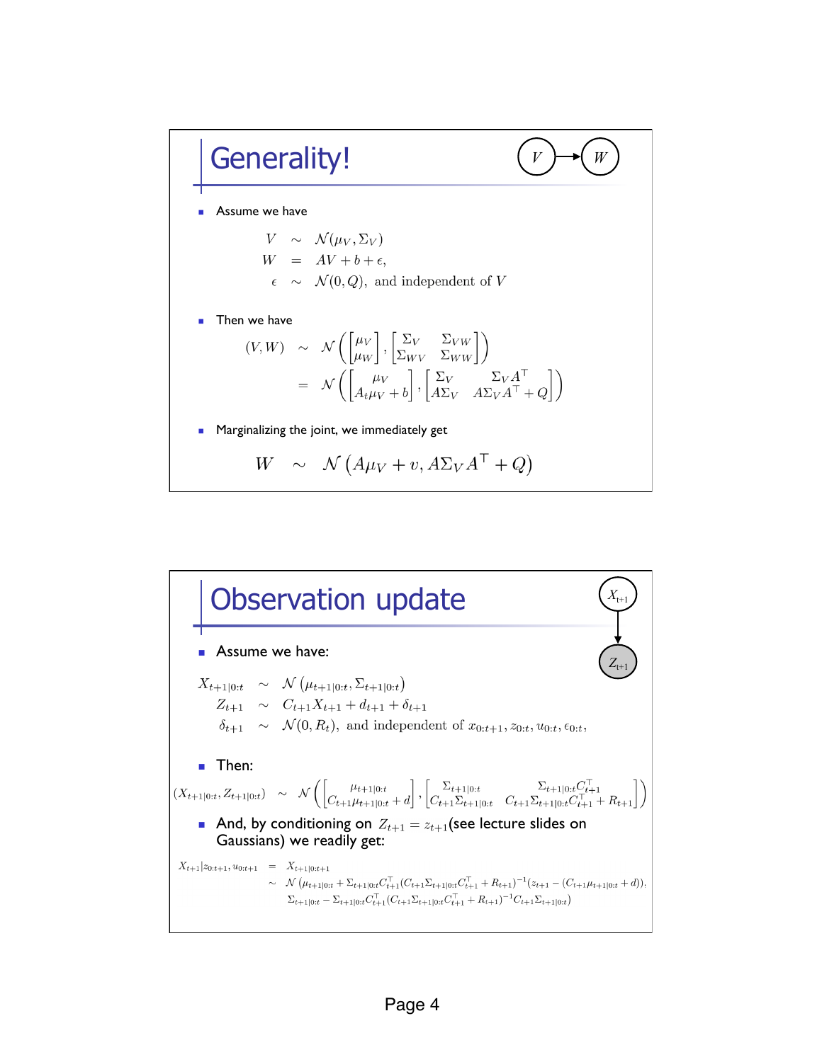## Generality!

- Assume we have

$$
\begin{aligned}
V &\sim \mathcal{N}(\mu_V, \Sigma_V) \\
W &= AV + b + \epsilon, \\
\epsilon &\sim \mathcal{N}(0, Q), \text{ and independent of } V
\end{aligned}
$$

- Then we have

$$
\begin{aligned}
(V, W) &\sim \mathcal{N}\left(\begin{bmatrix}\mu_V \\ \mu_W\end{bmatrix}, \begin{bmatrix}\Sigma_V & \Sigma_{VW} \\ \Sigma_{WV} & \Sigma_{WW}\end{bmatrix}\right) \\
&= \mathcal{N}\left(\begin{bmatrix}\mu_V \\ A_t\mu_V + b\end{bmatrix}, \begin{bmatrix}\Sigma_V & \Sigma_V A^\top \\ A\Sigma_V & A\Sigma_V A^\top + Q\end{bmatrix}\right)
\end{aligned}
$$

- Marginalizing the joint, we immediately get

$$
W \sim \mathcal{N}\left(A\mu_V + v, A\Sigma_V A^\top + Q\right)
$$

## Observation update

- Assume we have:

$$
\begin{aligned}
X_{t+1|0:t} &\sim \mathcal{N}\left(\mu_{t+1|0:t}, \Sigma_{t+1|0:t}\right) \\
Z_{t+1} &\sim C_{t+1}X_{t+1} + d_{t+1} + \delta_{t+1} \\
\delta_{t+1} &\sim \mathcal{N}(0, R_t), \text{ and independent of } x_{0:t+1}, z_{0:t}, u_{0:t}, \epsilon_{0:t},
\end{aligned}
$$

- Then:

$$
(X_{t+1|0:t}, Z_{t+1|0:t}) \sim \mathcal{N}\left(\begin{bmatrix}\mu_{t+1|0:t} \\ C_{t+1}\mu_{t+1|0:t} + d\end{bmatrix}, \begin{bmatrix}\Sigma_{t+1|0:t} & \Sigma_{t+1|0:t}C_{t+1}^\top \\ C_{t+1}\Sigma_{t+1|0:t} & C_{t+1}\Sigma_{t+1|0:t}C_{t+1}^\top + R_{t+1}\end{bmatrix}\right)
$$

- And, by conditioning on $Z_{t+1} = z_{t+1}$ (see lecture slides on Gaussians) we readily get:

$$
\begin{aligned}
X_{t+1}|z_{0:t+1}, u_{0:t+1} &= X_{t+1|0:t+1} \\
&\sim \mathcal{N}\left(\mu_{t+1|0:t} + \Sigma_{t+1|0:t}C_{t+1}^\top(C_{t+1}\Sigma_{t+1|0:t}C_{t+1}^\top + R_{t+1})^{-1}(z_{t+1} - (C_{t+1}\mu_{t+1|0:t} + d)),\right. \\
&\qquad \left.\Sigma_{t+1|0:t} - \Sigma_{t+1|0:t}C_{t+1}^\top(C_{t+1}\Sigma_{t+1|0:t}C_{t+1}^\top + R_{t+1})^{-1}C_{t+1}\Sigma_{t+1|0:t}\right)
\end{aligned}
$$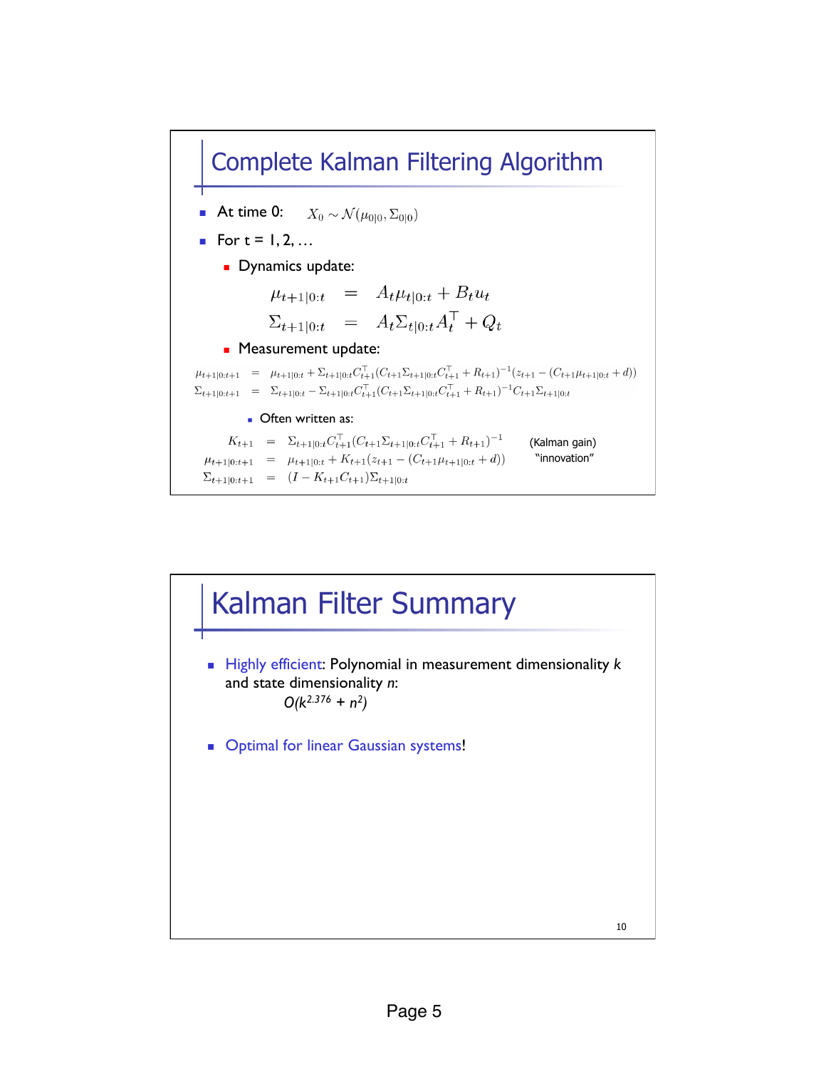## Complete Kalman Filtering Algorithm

- At time 0: $X_0 \sim \mathcal{N}(\mu_{0|0}, \Sigma_{0|0})$
- For t = 1, 2, …
  - Dynamics update:

$$
\begin{aligned}
\mu_{t+1|0:t} &= A_t \mu_{t|0:t} + B_t u_t \\
\Sigma_{t+1|0:t} &= A_t \Sigma_{t|0:t} A_t^\top + Q_t
\end{aligned}
$$

  - Measurement update:

$$
\begin{aligned}
\mu_{t+1|0:t+1} &= \mu_{t+1|0:t} + \Sigma_{t+1|0:t} C_{t+1}^\top (C_{t+1} \Sigma_{t+1|0:t} C_{t+1}^\top + R_{t+1})^{-1} (z_{t+1} - (C_{t+1} \mu_{t+1|0:t} + d)) \\
\Sigma_{t+1|0:t+1} &= \Sigma_{t+1|0:t} - \Sigma_{t+1|0:t} C_{t+1}^\top (C_{t+1} \Sigma_{t+1|0:t} C_{t+1}^\top + R_{t+1})^{-1} C_{t+1} \Sigma_{t+1|0:t}
\end{aligned}
$$

    - Often written as:

$$
\begin{aligned}
K_{t+1} &= \Sigma_{t+1|0:t} C_{t+1}^\top (C_{t+1} \Sigma_{t+1|0:t} C_{t+1}^\top + R_{t+1})^{-1} && \text{(Kalman gain)} \\
\mu_{t+1|0:t+1} &= \mu_{t+1|0:t} + K_{t+1} (z_{t+1} - (C_{t+1} \mu_{t+1|0:t} + d)) && \text{"innovation"} \\
\Sigma_{t+1|0:t+1} &= (I - K_{t+1} C_{t+1}) \Sigma_{t+1|0:t}
\end{aligned}
$$

## Kalman Filter Summary

- Highly efficient: Polynomial in measurement dimensionality *k* and state dimensionality *n*:

  $O(k^{2.376} + n^2)$

- Optimal for linear Gaussian systems!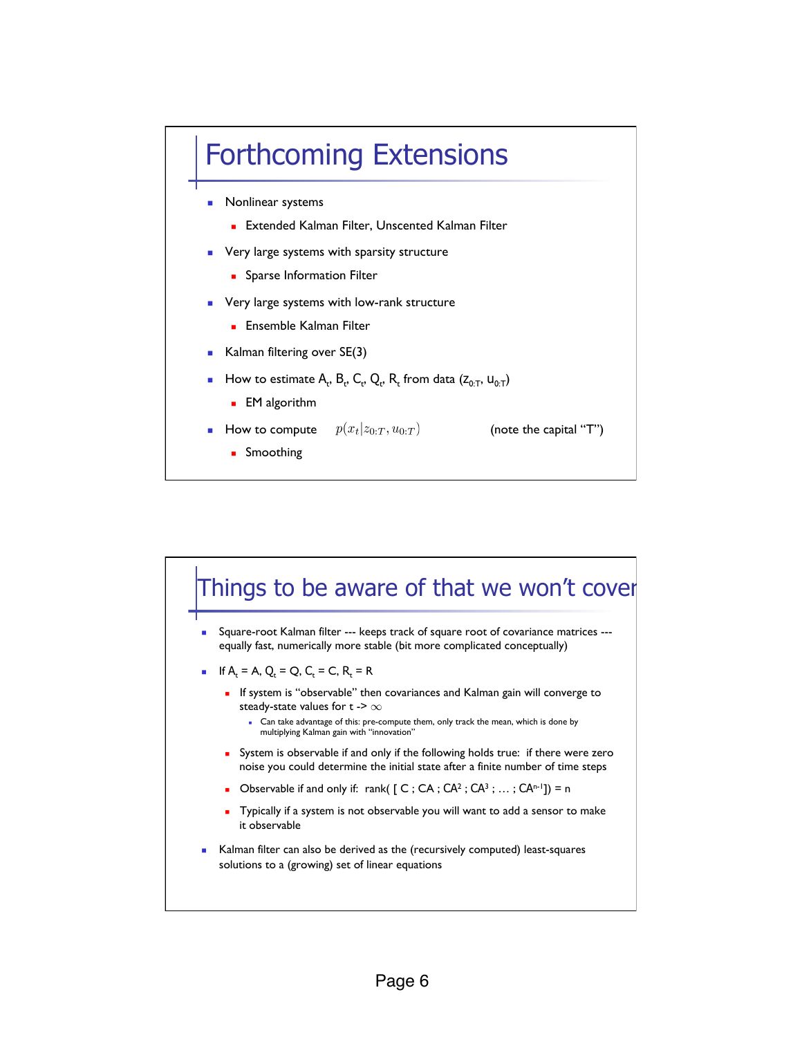## Forthcoming Extensions

- Nonlinear systems
  - Extended Kalman Filter, Unscented Kalman Filter
- Very large systems with sparsity structure
  - Sparse Information Filter
- Very large systems with low-rank structure
  - Ensemble Kalman Filter
- Kalman filtering over SE(3)
- How to estimate $A_t$, $B_t$, $C_t$, $Q_t$, $R_t$ from data ($z_{0:T}$, $u_{0:T}$)
  - EM algorithm
- How to compute $p(x_t | z_{0:T}, u_{0:T})$ (note the capital "T")
  - Smoothing

## Things to be aware of that we won't cover

- Square-root Kalman filter --- keeps track of square root of covariance matrices --- equally fast, numerically more stable (bit more complicated conceptually)
- If $A_t = A$, $Q_t = Q$, $C_t = C$, $R_t = R$
  - If system is "observable" then covariances and Kalman gain will converge to steady-state values for t -> $\infty$
    - Can take advantage of this: pre-compute them, only track the mean, which is done by multiplying Kalman gain with "innovation"
  - System is observable if and only if the following holds true: if there were zero noise you could determine the initial state after a finite number of time steps
  - Observable if and only if: rank( [ $C$ ; $CA$ ; $CA^2$ ; $CA^3$ ; … ; $CA^{n-1}$]) = n
  - Typically if a system is not observable you will want to add a sensor to make it observable
- Kalman filter can also be derived as the (recursively computed) least-squares solutions to a (growing) set of linear equations